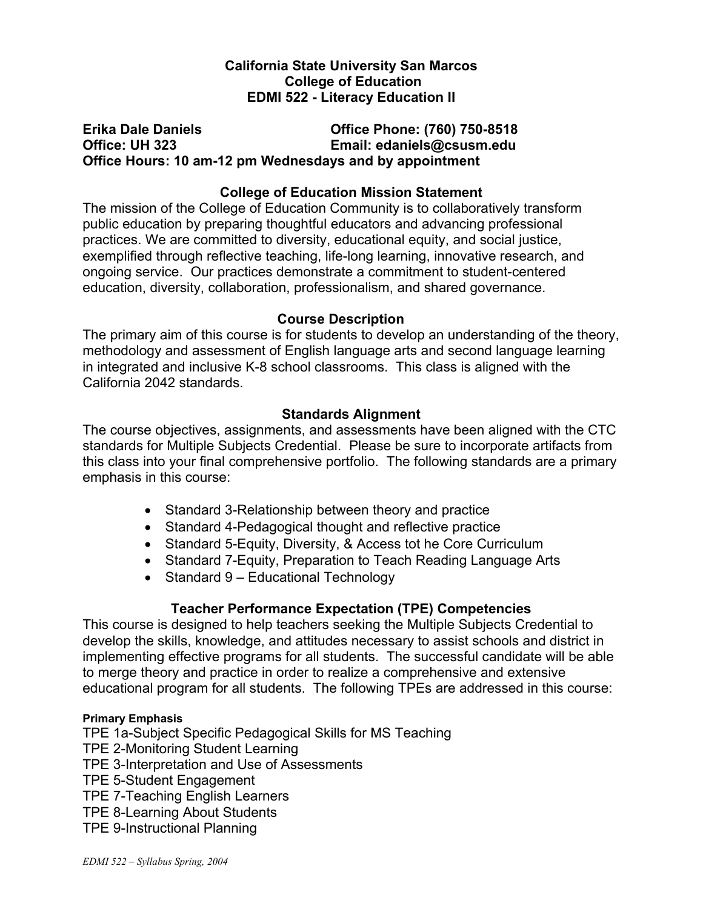**California State University San Marcos**
**College of Education**
**EDMI 522 - Literacy Education II**

**Erika Dale Daniels** **Office Phone: (760) 750-8518**
**Office: UH 323** **Email: edaniels@csusm.edu**
**Office Hours: 10 am-12 pm Wednesdays and by appointment**

## College of Education Mission Statement

The mission of the College of Education Community is to collaboratively transform public education by preparing thoughtful educators and advancing professional practices. We are committed to diversity, educational equity, and social justice, exemplified through reflective teaching, life-long learning, innovative research, and ongoing service. Our practices demonstrate a commitment to student-centered education, diversity, collaboration, professionalism, and shared governance.

## Course Description

The primary aim of this course is for students to develop an understanding of the theory, methodology and assessment of English language arts and second language learning in integrated and inclusive K-8 school classrooms. This class is aligned with the California 2042 standards.

## Standards Alignment

The course objectives, assignments, and assessments have been aligned with the CTC standards for Multiple Subjects Credential. Please be sure to incorporate artifacts from this class into your final comprehensive portfolio. The following standards are a primary emphasis in this course:

- Standard 3-Relationship between theory and practice
- Standard 4-Pedagogical thought and reflective practice
- Standard 5-Equity, Diversity, & Access tot he Core Curriculum
- Standard 7-Equity, Preparation to Teach Reading Language Arts
- Standard 9 – Educational Technology

## Teacher Performance Expectation (TPE) Competencies

This course is designed to help teachers seeking the Multiple Subjects Credential to develop the skills, knowledge, and attitudes necessary to assist schools and district in implementing effective programs for all students. The successful candidate will be able to merge theory and practice in order to realize a comprehensive and extensive educational program for all students. The following TPEs are addressed in this course:

**Primary Emphasis**

TPE 1a-Subject Specific Pedagogical Skills for MS Teaching
TPE 2-Monitoring Student Learning
TPE 3-Interpretation and Use of Assessments
TPE 5-Student Engagement
TPE 7-Teaching English Learners
TPE 8-Learning About Students
TPE 9-Instructional Planning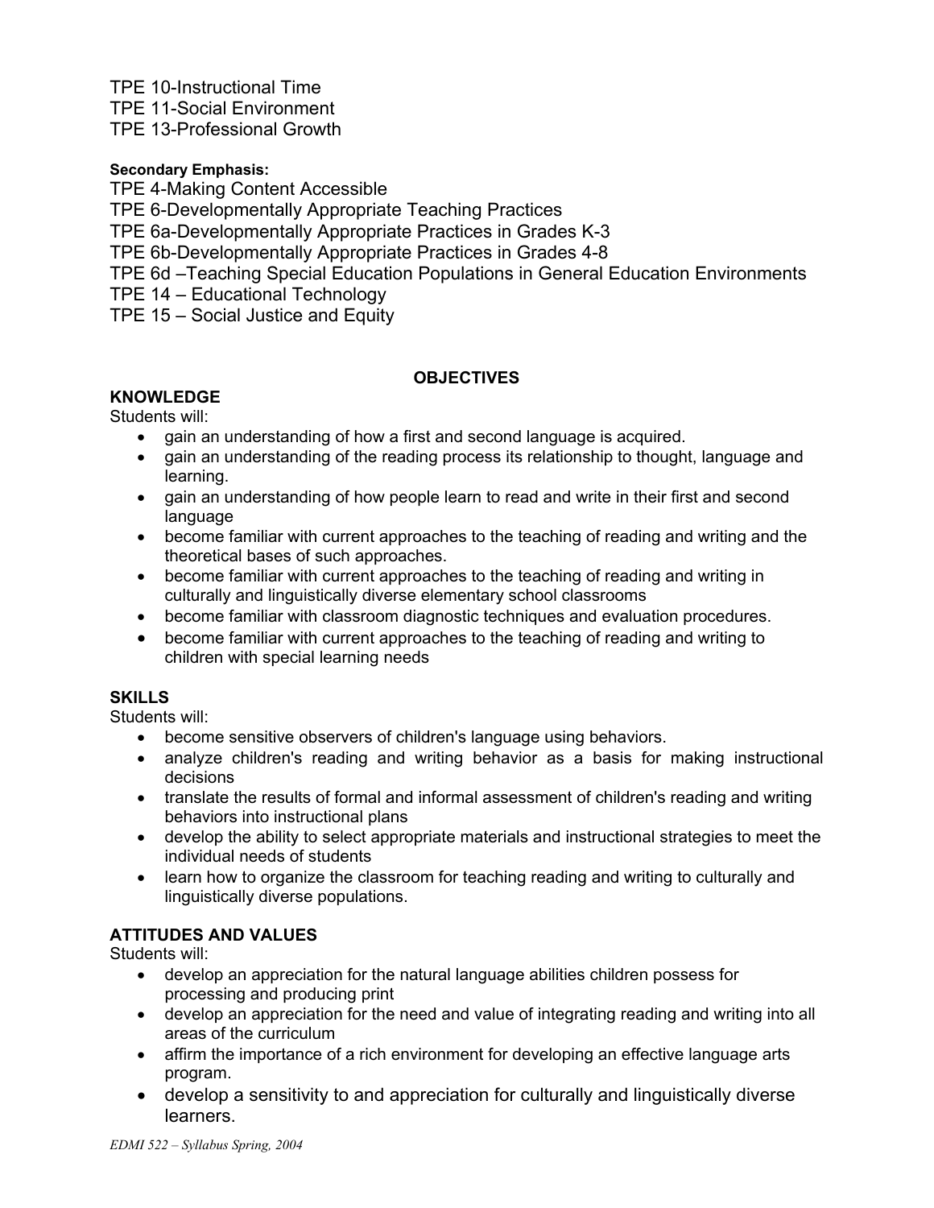TPE 10-Instructional Time
TPE 11-Social Environment
TPE 13-Professional Growth

**Secondary Emphasis:**

TPE 4-Making Content Accessible
TPE 6-Developmentally Appropriate Teaching Practices
TPE 6a-Developmentally Appropriate Practices in Grades K-3
TPE 6b-Developmentally Appropriate Practices in Grades 4-8
TPE 6d –Teaching Special Education Populations in General Education Environments
TPE 14 – Educational Technology
TPE 15 – Social Justice and Equity

## OBJECTIVES

### KNOWLEDGE

Students will:

- gain an understanding of how a first and second language is acquired.
- gain an understanding of the reading process its relationship to thought, language and learning.
- gain an understanding of how people learn to read and write in their first and second language
- become familiar with current approaches to the teaching of reading and writing and the theoretical bases of such approaches.
- become familiar with current approaches to the teaching of reading and writing in culturally and linguistically diverse elementary school classrooms
- become familiar with classroom diagnostic techniques and evaluation procedures.
- become familiar with current approaches to the teaching of reading and writing to children with special learning needs

### SKILLS

Students will:

- become sensitive observers of children's language using behaviors.
- analyze children's reading and writing behavior as a basis for making instructional decisions
- translate the results of formal and informal assessment of children's reading and writing behaviors into instructional plans
- develop the ability to select appropriate materials and instructional strategies to meet the individual needs of students
- learn how to organize the classroom for teaching reading and writing to culturally and linguistically diverse populations.

### ATTITUDES AND VALUES

Students will:

- develop an appreciation for the natural language abilities children possess for processing and producing print
- develop an appreciation for the need and value of integrating reading and writing into all areas of the curriculum
- affirm the importance of a rich environment for developing an effective language arts program.
- develop a sensitivity to and appreciation for culturally and linguistically diverse learners.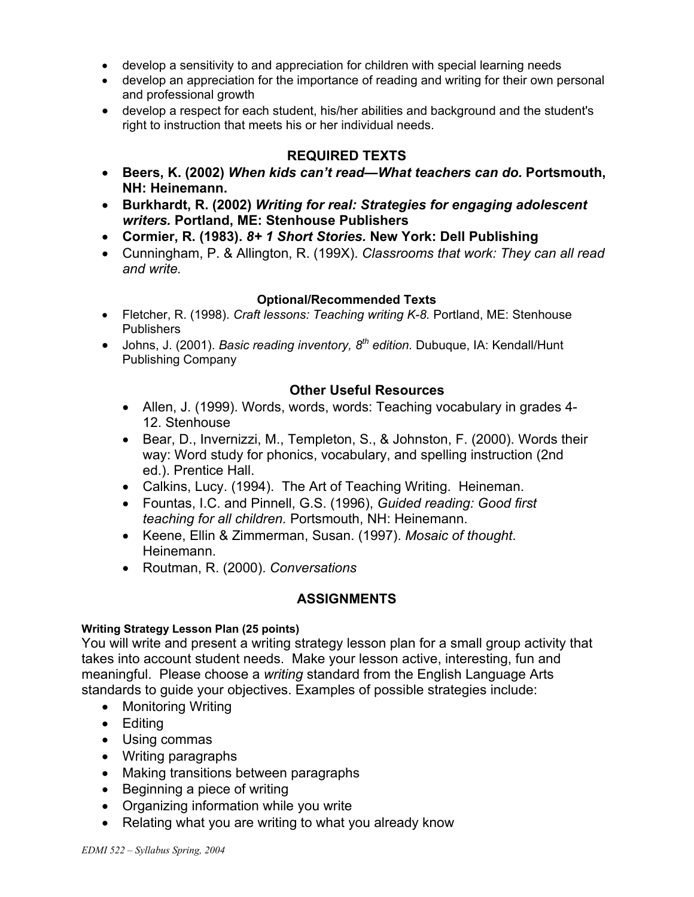- develop a sensitivity to and appreciation for children with special learning needs
- develop an appreciation for the importance of reading and writing for their own personal and professional growth
- develop a respect for each student, his/her abilities and background and the student's right to instruction that meets his or her individual needs.

## REQUIRED TEXTS

- **Beers, K. (2002) *When kids can't read—What teachers can do.* Portsmouth, NH: Heinemann.**
- **Burkhardt, R. (2002) *Writing for real: Strategies for engaging adolescent writers.* Portland, ME: Stenhouse Publishers**
- **Cormier, R. (1983). *8+ 1 Short Stories.* New York: Dell Publishing**
- Cunningham, P. & Allington, R. (199X). *Classrooms that work: They can all read and write.*

### Optional/Recommended Texts

- Fletcher, R. (1998). *Craft lessons: Teaching writing K-8.* Portland, ME: Stenhouse Publishers
- Johns, J. (2001). *Basic reading inventory, 8th edition.* Dubuque, IA: Kendall/Hunt Publishing Company

### Other Useful Resources

- Allen, J. (1999). Words, words, words: Teaching vocabulary in grades 4-12. Stenhouse
- Bear, D., Invernizzi, M., Templeton, S., & Johnston, F. (2000). Words their way: Word study for phonics, vocabulary, and spelling instruction (2nd ed.). Prentice Hall.
- Calkins, Lucy. (1994). The Art of Teaching Writing. Heineman.
- Fountas, I.C. and Pinnell, G.S. (1996), *Guided reading: Good first teaching for all children.* Portsmouth, NH: Heinemann.
- Keene, Ellin & Zimmerman, Susan. (1997). *Mosaic of thought*. Heinemann.
- Routman, R. (2000). *Conversations*

## ASSIGNMENTS

**Writing Strategy Lesson Plan (25 points)**

You will write and present a writing strategy lesson plan for a small group activity that takes into account student needs. Make your lesson active, interesting, fun and meaningful. Please choose a *writing* standard from the English Language Arts standards to guide your objectives. Examples of possible strategies include:

- Monitoring Writing
- Editing
- Using commas
- Writing paragraphs
- Making transitions between paragraphs
- Beginning a piece of writing
- Organizing information while you write
- Relating what you are writing to what you already know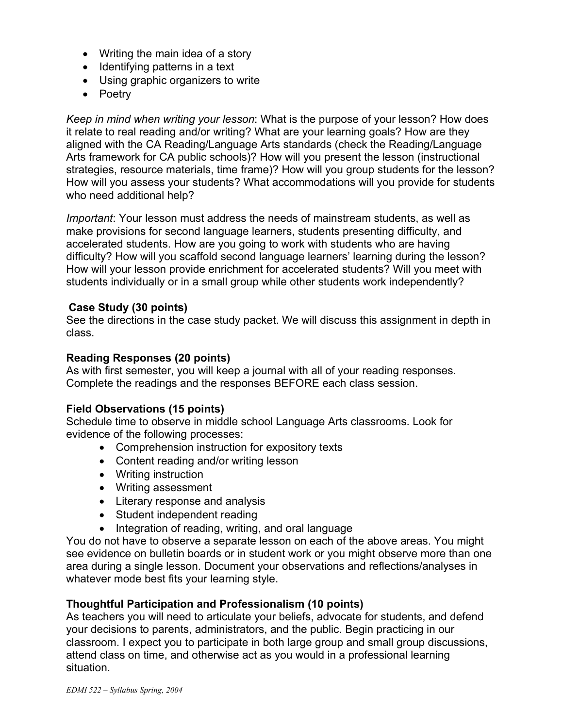- Writing the main idea of a story
- Identifying patterns in a text
- Using graphic organizers to write
- Poetry

*Keep in mind when writing your lesson*: What is the purpose of your lesson? How does it relate to real reading and/or writing? What are your learning goals? How are they aligned with the CA Reading/Language Arts standards (check the Reading/Language Arts framework for CA public schools)? How will you present the lesson (instructional strategies, resource materials, time frame)? How will you group students for the lesson? How will you assess your students? What accommodations will you provide for students who need additional help?

*Important*: Your lesson must address the needs of mainstream students, as well as make provisions for second language learners, students presenting difficulty, and accelerated students. How are you going to work with students who are having difficulty? How will you scaffold second language learners' learning during the lesson? How will your lesson provide enrichment for accelerated students? Will you meet with students individually or in a small group while other students work independently?

**Case Study (30 points)**
See the directions in the case study packet. We will discuss this assignment in depth in class.

**Reading Responses (20 points)**
As with first semester, you will keep a journal with all of your reading responses. Complete the readings and the responses BEFORE each class session.

**Field Observations (15 points)**
Schedule time to observe in middle school Language Arts classrooms. Look for evidence of the following processes:

- Comprehension instruction for expository texts
- Content reading and/or writing lesson
- Writing instruction
- Writing assessment
- Literary response and analysis
- Student independent reading
- Integration of reading, writing, and oral language

You do not have to observe a separate lesson on each of the above areas. You might see evidence on bulletin boards or in student work or you might observe more than one area during a single lesson. Document your observations and reflections/analyses in whatever mode best fits your learning style.

**Thoughtful Participation and Professionalism (10 points)**
As teachers you will need to articulate your beliefs, advocate for students, and defend your decisions to parents, administrators, and the public. Begin practicing in our classroom. I expect you to participate in both large group and small group discussions, attend class on time, and otherwise act as you would in a professional learning situation.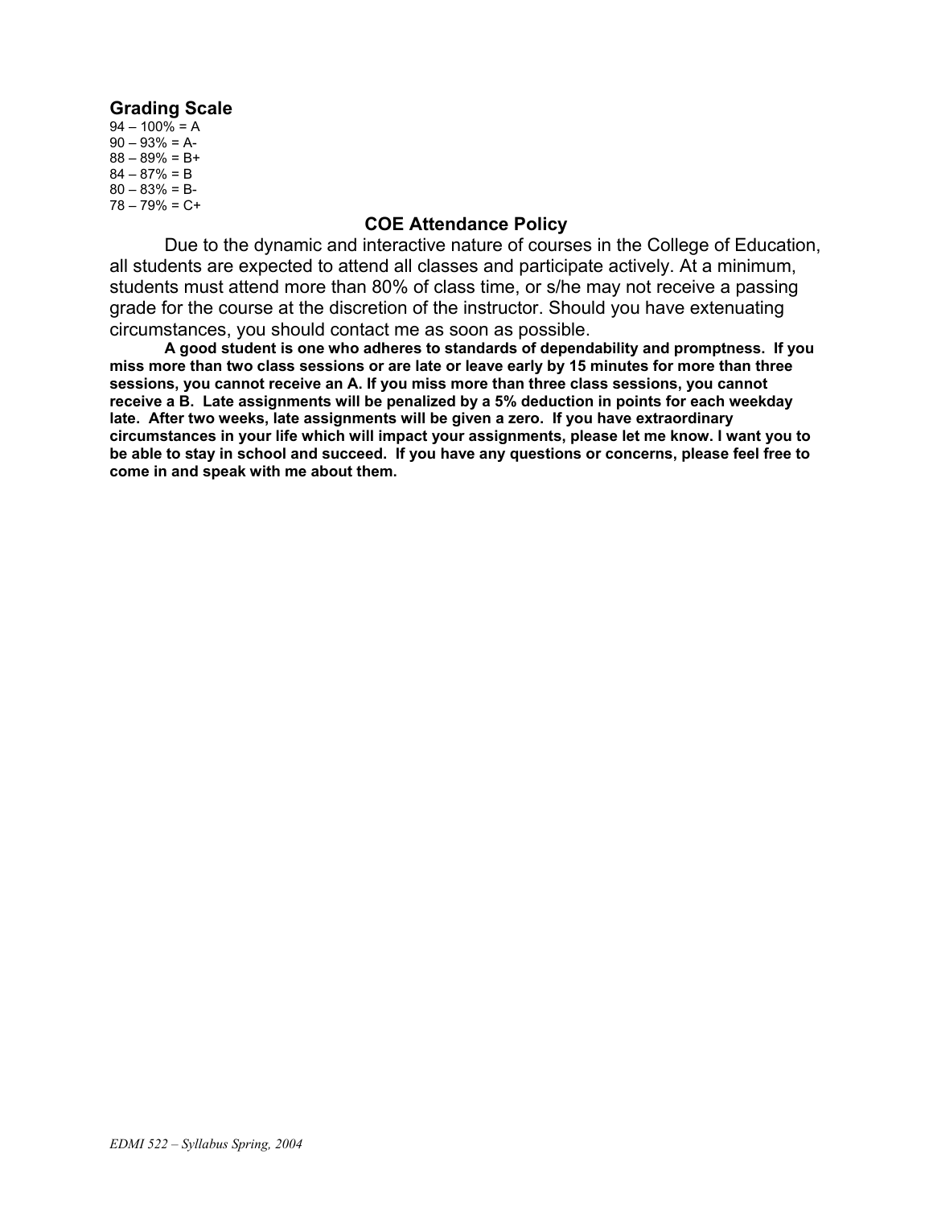## Grading Scale

94 – 100% = A
90 – 93% = A-
88 – 89% = B+
84 – 87% = B
80 – 83% = B-
78 – 79% = C+

## COE Attendance Policy

Due to the dynamic and interactive nature of courses in the College of Education, all students are expected to attend all classes and participate actively. At a minimum, students must attend more than 80% of class time, or s/he may not receive a passing grade for the course at the discretion of the instructor. Should you have extenuating circumstances, you should contact me as soon as possible.

**A good student is one who adheres to standards of dependability and promptness. If you miss more than two class sessions or are late or leave early by 15 minutes for more than three sessions, you cannot receive an A. If you miss more than three class sessions, you cannot receive a B. Late assignments will be penalized by a 5% deduction in points for each weekday late. After two weeks, late assignments will be given a zero. If you have extraordinary circumstances in your life which will impact your assignments, please let me know. I want you to be able to stay in school and succeed. If you have any questions or concerns, please feel free to come in and speak with me about them.**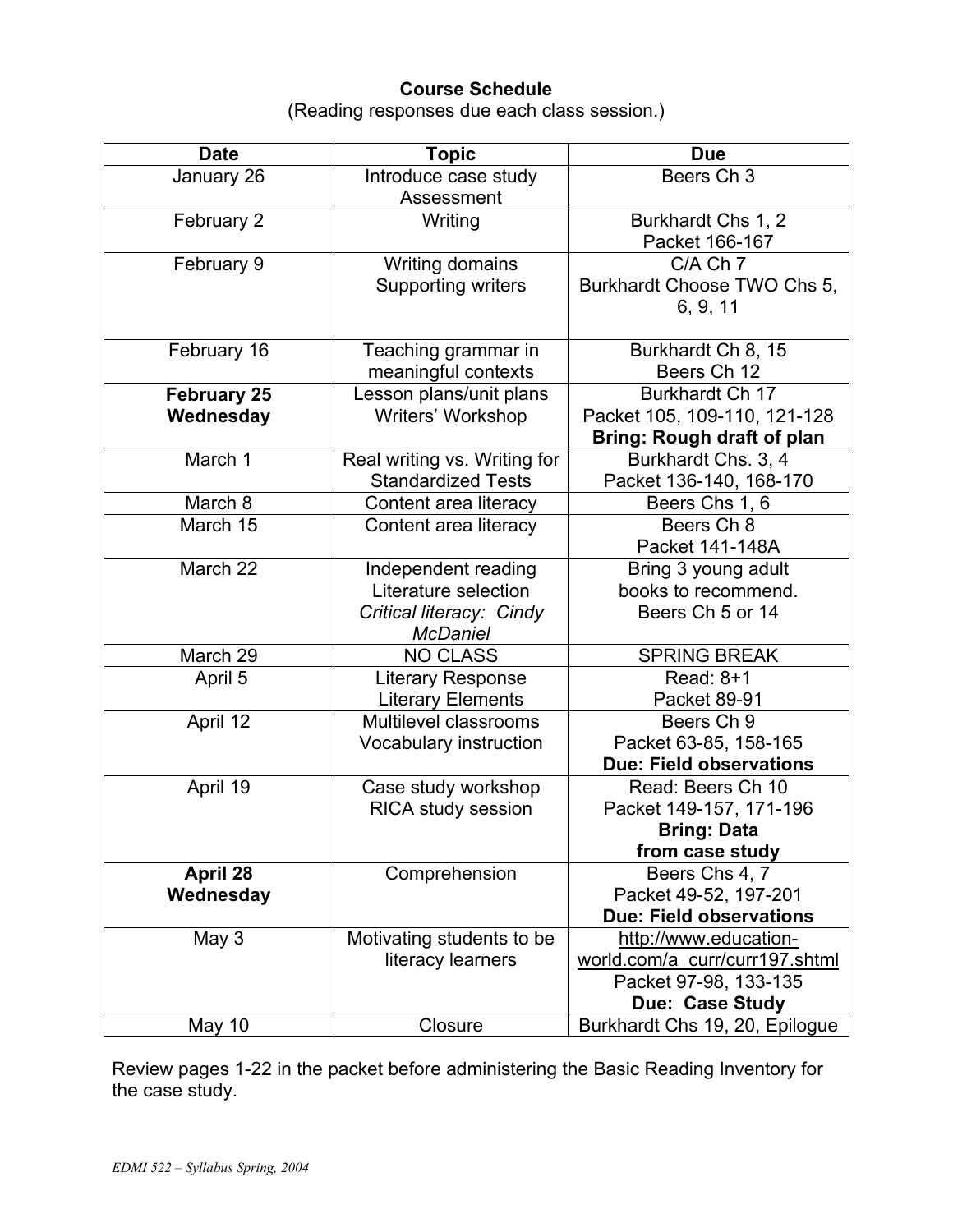## Course Schedule

(Reading responses due each class session.)

| Date | Topic | Due |
|---|---|---|
| January 26 | Introduce case study<br>Assessment | Beers Ch 3 |
| February 2 | Writing | Burkhardt Chs 1, 2<br>Packet 166-167 |
| February 9 | Writing domains<br>Supporting writers | C/A Ch 7<br>Burkhardt Choose TWO Chs 5, 6, 9, 11 |
| February 16 | Teaching grammar in meaningful contexts | Burkhardt Ch 8, 15<br>Beers Ch 12 |
| **February 25 Wednesday** | Lesson plans/unit plans<br>Writers' Workshop | Burkhardt Ch 17<br>Packet 105, 109-110, 121-128<br>**Bring: Rough draft of plan** |
| March 1 | Real writing vs. Writing for Standardized Tests | Burkhardt Chs. 3, 4<br>Packet 136-140, 168-170 |
| March 8 | Content area literacy | Beers Chs 1, 6 |
| March 15 | Content area literacy | Beers Ch 8<br>Packet 141-148A |
| March 22 | Independent reading<br>Literature selection<br>*Critical literacy: Cindy McDaniel* | Bring 3 young adult books to recommend.<br>Beers Ch 5 or 14 |
| March 29 | NO CLASS | SPRING BREAK |
| April 5 | Literary Response<br>Literary Elements | Read: 8+1<br>Packet 89-91 |
| April 12 | Multilevel classrooms<br>Vocabulary instruction | Beers Ch 9<br>Packet 63-85, 158-165<br>**Due: Field observations** |
| April 19 | Case study workshop<br>RICA study session | Read: Beers Ch 10<br>Packet 149-157, 171-196<br>**Bring: Data from case study** |
| **April 28 Wednesday** | Comprehension | Beers Chs 4, 7<br>Packet 49-52, 197-201<br>**Due: Field observations** |
| May 3 | Motivating students to be literacy learners | http://www.education-world.com/a_curr/curr197.shtml<br>Packet 97-98, 133-135<br>**Due: Case Study** |
| May 10 | Closure | Burkhardt Chs 19, 20, Epilogue |

Review pages 1-22 in the packet before administering the Basic Reading Inventory for the case study.